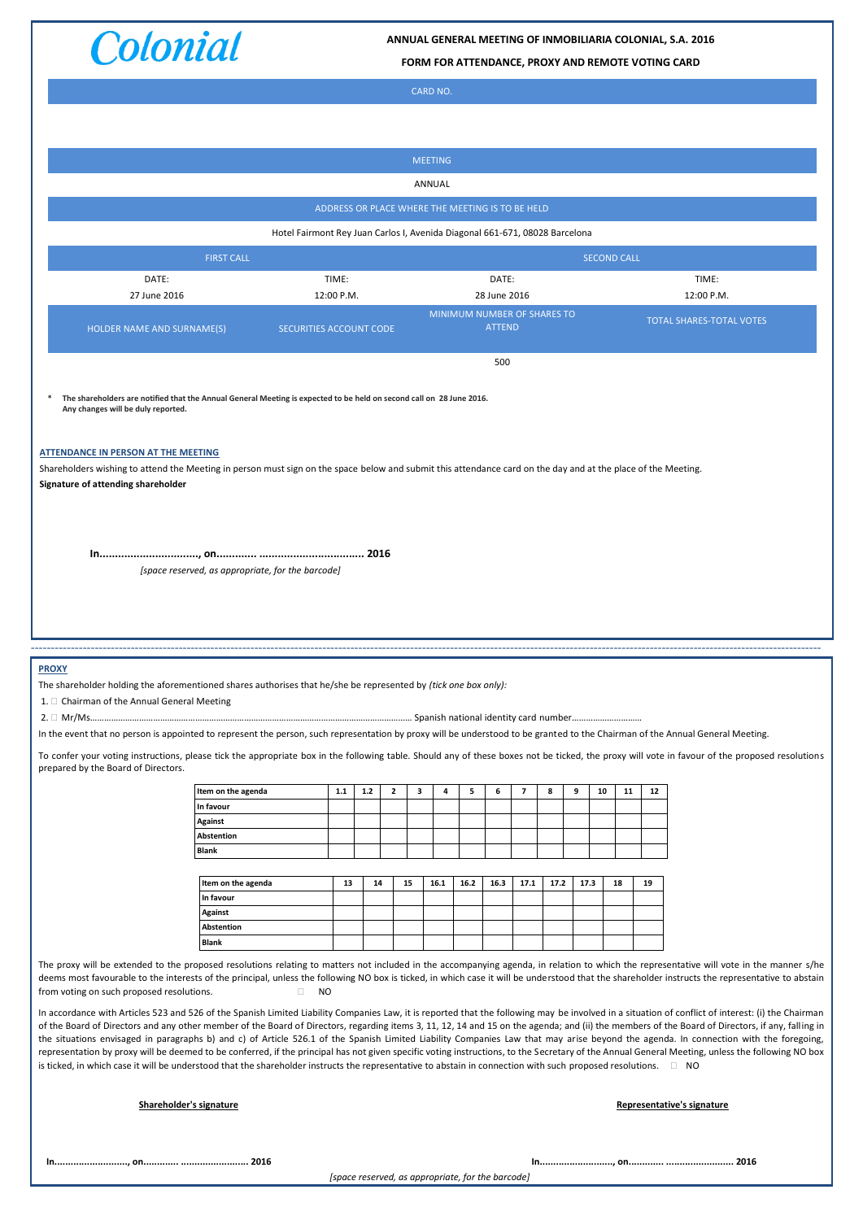Colonial

**ANNUAL GENERAL MEETING OF INMOBILIARIA COLONIAL, S.A. 2016**

**FORM FOR ATTENDANCE, PROXY AND REMOTE VOTING CARD**

| CARD NO. |
|---|
| |

| MEETING |
|---|
| ANNUAL |

| ADDRESS OR PLACE WHERE THE MEETING IS TO BE HELD |
|---|
| Hotel Fairmont Rey Juan Carlos I, Avenida Diagonal 661-671, 08028 Barcelona |

| FIRST CALL | | SECOND CALL | |
|---|---|---|---|
| DATE: | TIME: | DATE: | TIME: |
| 27 June 2016 | 12:00 P.M. | 28 June 2016 | 12:00 P.M. |

| HOLDER NAME AND SURNAME(S) | SECURITIES ACCOUNT CODE | MINIMUM NUMBER OF SHARES TO ATTEND | TOTAL SHARES-TOTAL VOTES |
|---|---|---|---|
| | | 500 | |

\* **The shareholders are notified that the Annual General Meeting is expected to be held on second call on 28 June 2016. Any changes will be duly reported.**

**ATTENDANCE IN PERSON AT THE MEETING**

Shareholders wishing to attend the Meeting in person must sign on the space below and submit this attendance card on the day and at the place of the Meeting.

**Signature of attending shareholder**

**In................................, on............ .................................. 2016**

*[space reserved, as appropriate, for the barcode]*

---

**PROXY**

The shareholder holding the aforementioned shares authorises that he/she be represented by *(tick one box only)*:

1. ☐ Chairman of the Annual General Meeting
2. ☐ Mr/Ms.............................................................................................................................. Spanish national identity card number.............................

In the event that no person is appointed to represent the person, such representation by proxy will be understood to be granted to the Chairman of the Annual General Meeting.

To confer your voting instructions, please tick the appropriate box in the following table. Should any of these boxes not be ticked, the proxy will vote in favour of the proposed resolutions prepared by the Board of Directors.

| Item on the agenda | 1.1 | 1.2 | 2 | 3 | 4 | 5 | 6 | 7 | 8 | 9 | 10 | 11 | 12 |
|---|---|---|---|---|---|---|---|---|---|---|---|---|---|
| In favour | | | | | | | | | | | | | |
| Against | | | | | | | | | | | | | |
| Abstention | | | | | | | | | | | | | |
| Blank | | | | | | | | | | | | | |

| Item on the agenda | 13 | 14 | 15 | 16.1 | 16.2 | 16.3 | 17.1 | 17.2 | 17.3 | 18 | 19 |
|---|---|---|---|---|---|---|---|---|---|---|---|
| In favour | | | | | | | | | | | |
| Against | | | | | | | | | | | |
| Abstention | | | | | | | | | | | |
| Blank | | | | | | | | | | | |

The proxy will be extended to the proposed resolutions relating to matters not included in the accompanying agenda, in relation to which the representative will vote in the manner s/he deems most favourable to the interests of the principal, unless the following NO box is ticked, in which case it will be understood that the shareholder instructs the representative to abstain from voting on such proposed resolutions. ☐ NO

In accordance with Articles 523 and 526 of the Spanish Limited Liability Companies Law, it is reported that the following may be involved in a situation of conflict of interest: (i) the Chairman of the Board of Directors and any other member of the Board of Directors, regarding items 3, 11, 12, 14 and 15 on the agenda; and (ii) the members of the Board of Directors, if any, falling in the situations envisaged in paragraphs b) and c) of Article 526.1 of the Spanish Limited Liability Companies Law that may arise beyond the agenda. In connection with the foregoing, representation by proxy will be deemed to be conferred, if the principal has not given specific voting instructions, to the Secretary of the Annual General Meeting, unless the following NO box is ticked, in which case it will be understood that the shareholder instructs the representative to abstain in connection with such proposed resolutions. ☐ NO

**Shareholder's signature**

**Representative's signature**

**In.........................., on............ ......................... 2016**

**In.........................., on............ ......................... 2016**

*[space reserved, as appropriate, for the barcode]*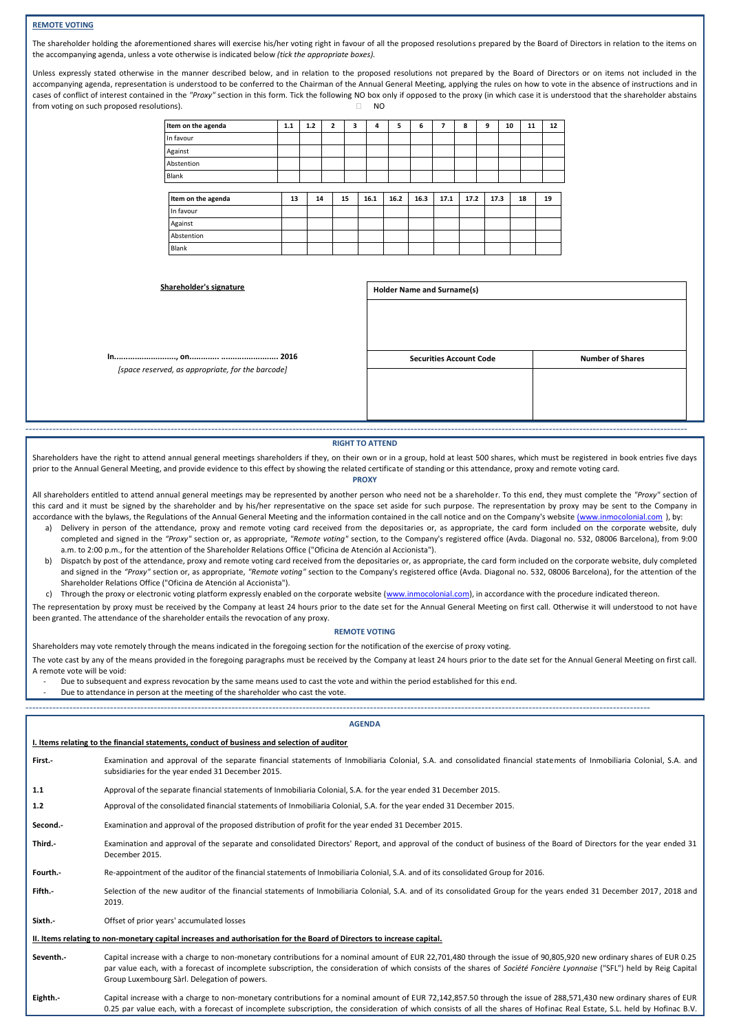**REMOTE VOTING**

The shareholder holding the aforementioned shares will exercise his/her voting right in favour of all the proposed resolutions prepared by the Board of Directors in relation to the items on the accompanying agenda, unless a vote otherwise is indicated below *(tick the appropriate boxes).*

Unless expressly stated otherwise in the manner described below, and in relation to the proposed resolutions not prepared by the Board of Directors or on items not included in the accompanying agenda, representation is understood to be conferred to the Chairman of the Annual General Meeting, applying the rules on how to vote in the absence of instructions and in cases of conflict of interest contained in the *"Proxy"* section in this form. Tick the following NO box only if opposed to the proxy (in which case it is understood that the shareholder abstains from voting on such proposed resolutions). ☐ NO

| Item on the agenda | 1.1 | 1.2 | 2 | 3 | 4 | 5 | 6 | 7 | 8 | 9 | 10 | 11 | 12 |
|---|---|---|---|---|---|---|---|---|---|---|---|---|---|
| In favour | | | | | | | | | | | | | |
| Against | | | | | | | | | | | | | |
| Abstention | | | | | | | | | | | | | |
| Blank | | | | | | | | | | | | | |

| Item on the agenda | 13 | 14 | 15 | 16.1 | 16.2 | 16.3 | 17.1 | 17.2 | 17.3 | 18 | 19 |
|---|---|---|---|---|---|---|---|---|---|---|---|
| In favour | | | | | | | | | | | |
| Against | | | | | | | | | | | |
| Abstention | | | | | | | | | | | |
| Blank | | | | | | | | | | | |

**Shareholder's signature**

**In.........................., on............ ....................... 2016**

*[space reserved, as appropriate, for the barcode]*

| Holder Name and Surname(s) | |
|---|---|
| | |
| **Securities Account Code** | **Number of Shares** |
| | |

**RIGHT TO ATTEND**

Shareholders have the right to attend annual general meetings shareholders if they, on their own or in a group, hold at least 500 shares, which must be registered in book entries five days prior to the Annual General Meeting, and provide evidence to this effect by showing the related certificate of standing or this attendance, proxy and remote voting card.

**PROXY**

All shareholders entitled to attend annual general meetings may be represented by another person who need not be a shareholder. To this end, they must complete the *"Proxy"* section of this card and it must be signed by the shareholder and by his/her representative on the space set aside for such purpose. The representation by proxy may be sent to the Company in accordance with the bylaws, the Regulations of the Annual General Meeting and the information contained in the call notice and on the Company's website (www.inmocolonial.com ), by:

a) Delivery in person of the attendance, proxy and remote voting card received from the depositaries or, as appropriate, the card form included on the corporate website, duly completed and signed in the *"Proxy"* section or, as appropriate, *"Remote voting"* section, to the Company's registered office (Avda. Diagonal no. 532, 08006 Barcelona), from 9:00 a.m. to 2:00 p.m., for the attention of the Shareholder Relations Office ("Oficina de Atención al Accionista").

b) Dispatch by post of the attendance, proxy and remote voting card received from the depositaries or, as appropriate, the card form included on the corporate website, duly completed and signed in the *"Proxy"* section or, as appropriate, *"Remote voting"* section to the Company's registered office (Avda. Diagonal no. 532, 08006 Barcelona), for the attention of the Shareholder Relations Office ("Oficina de Atención al Accionista").

c) Through the proxy or electronic voting platform expressly enabled on the corporate website (www.inmocolonial.com), in accordance with the procedure indicated thereon.

The representation by proxy must be received by the Company at least 24 hours prior to the date set for the Annual General Meeting on first call. Otherwise it will understood to not have been granted. The attendance of the shareholder entails the revocation of any proxy.

**REMOTE VOTING**

Shareholders may vote remotely through the means indicated in the foregoing section for the notification of the exercise of proxy voting.

The vote cast by any of the means provided in the foregoing paragraphs must be received by the Company at least 24 hours prior to the date set for the Annual General Meeting on first call. A remote vote will be void:

- Due to subsequent and express revocation by the same means used to cast the vote and within the period established for this end.
- Due to attendance in person at the meeting of the shareholder who cast the vote.

**AGENDA**

**I. Items relating to the financial statements, conduct of business and selection of auditor**

**First.-** Examination and approval of the separate financial statements of Inmobiliaria Colonial, S.A. and consolidated financial statements of Inmobiliaria Colonial, S.A. and subsidiaries for the year ended 31 December 2015.

**1.1** Approval of the separate financial statements of Inmobiliaria Colonial, S.A. for the year ended 31 December 2015.

**1.2** Approval of the consolidated financial statements of Inmobiliaria Colonial, S.A. for the year ended 31 December 2015.

**Second.-** Examination and approval of the proposed distribution of profit for the year ended 31 December 2015.

**Third.-** Examination and approval of the separate and consolidated Directors' Report, and approval of the conduct of business of the Board of Directors for the year ended 31 December 2015.

**Fourth.-** Re-appointment of the auditor of the financial statements of Inmobiliaria Colonial, S.A. and of its consolidated Group for 2016.

**Fifth.-** Selection of the new auditor of the financial statements of Inmobiliaria Colonial, S.A. and of its consolidated Group for the years ended 31 December 2017, 2018 and 2019.

**Sixth.-** Offset of prior years' accumulated losses

**II. Items relating to non-monetary capital increases and authorisation for the Board of Directors to increase capital.**

**Seventh.-** Capital increase with a charge to non-monetary contributions for a nominal amount of EUR 22,701,480 through the issue of 90,805,920 new ordinary shares of EUR 0.25 par value each, with a forecast of incomplete subscription, the consideration of which consists of the shares of *Société Foncière Lyonnaise* ("SFL") held by Reig Capital Group Luxembourg Sàrl. Delegation of powers.

**Eighth.-** Capital increase with a charge to non-monetary contributions for a nominal amount of EUR 72,142,857.50 through the issue of 288,571,430 new ordinary shares of EUR 0.25 par value each, with a forecast of incomplete subscription, the consideration of which consists of all the shares of Hofinac Real Estate, S.L. held by Hofinac B.V.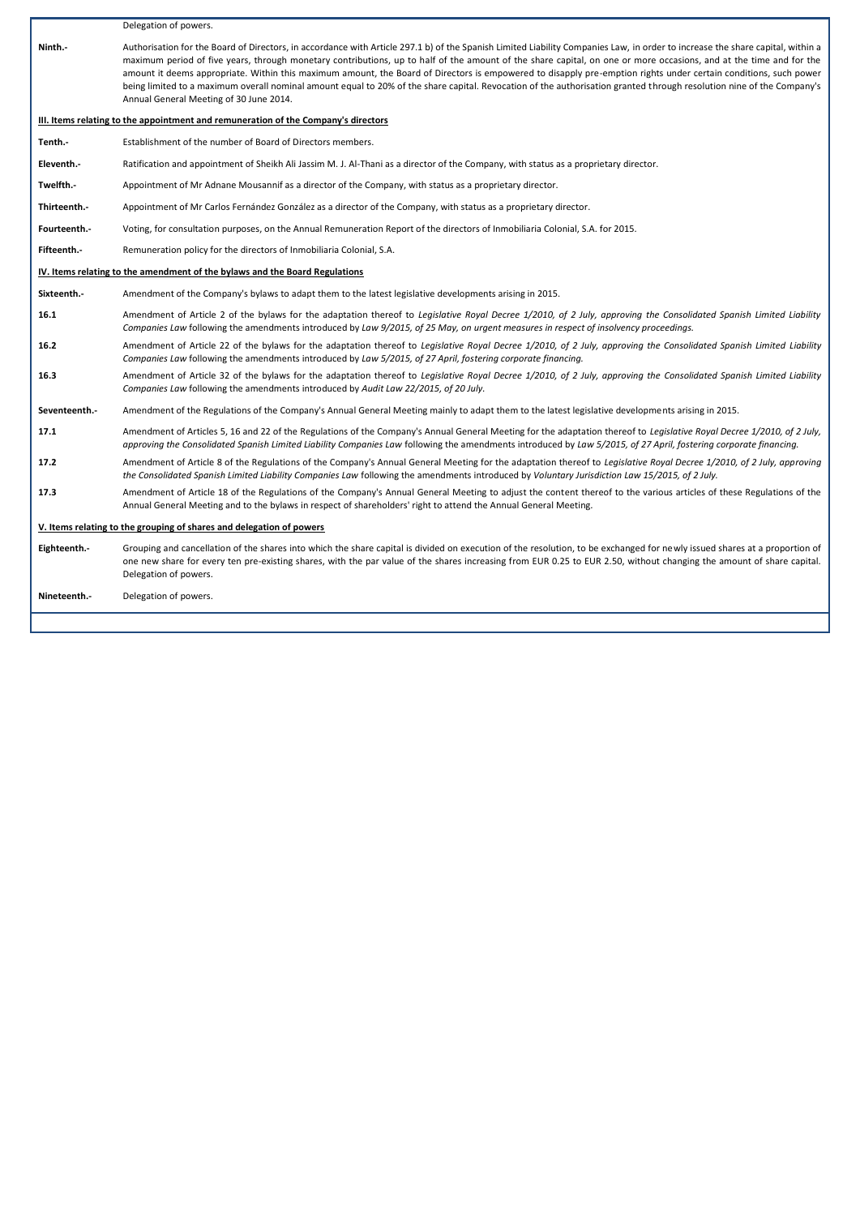Delegation of powers.

**Ninth.-** Authorisation for the Board of Directors, in accordance with Article 297.1 b) of the Spanish Limited Liability Companies Law, in order to increase the share capital, within a maximum period of five years, through monetary contributions, up to half of the amount of the share capital, on one or more occasions, and at the time and for the amount it deems appropriate. Within this maximum amount, the Board of Directors is empowered to disapply pre-emption rights under certain conditions, such power being limited to a maximum overall nominal amount equal to 20% of the share capital. Revocation of the authorisation granted through resolution nine of the Company's Annual General Meeting of 30 June 2014.

**III. Items relating to the appointment and remuneration of the Company's directors**

**Tenth.-** Establishment of the number of Board of Directors members.

**Eleventh.-** Ratification and appointment of Sheikh Ali Jassim M. J. Al-Thani as a director of the Company, with status as a proprietary director.

**Twelfth.-** Appointment of Mr Adnane Mousannif as a director of the Company, with status as a proprietary director.

**Thirteenth.-** Appointment of Mr Carlos Fernández González as a director of the Company, with status as a proprietary director.

**Fourteenth.-** Voting, for consultation purposes, on the Annual Remuneration Report of the directors of Inmobiliaria Colonial, S.A. for 2015.

**Fifteenth.-** Remuneration policy for the directors of Inmobiliaria Colonial, S.A.

**IV. Items relating to the amendment of the bylaws and the Board Regulations**

**Sixteenth.-** Amendment of the Company's bylaws to adapt them to the latest legislative developments arising in 2015.

**16.1** Amendment of Article 2 of the bylaws for the adaptation thereof to *Legislative Royal Decree 1/2010, of 2 July, approving the Consolidated Spanish Limited Liability Companies Law* following the amendments introduced by *Law 9/2015, of 25 May, on urgent measures in respect of insolvency proceedings.*

**16.2** Amendment of Article 22 of the bylaws for the adaptation thereof to *Legislative Royal Decree 1/2010, of 2 July, approving the Consolidated Spanish Limited Liability Companies Law* following the amendments introduced by *Law 5/2015, of 27 April, fostering corporate financing.*

**16.3** Amendment of Article 32 of the bylaws for the adaptation thereof to *Legislative Royal Decree 1/2010, of 2 July, approving the Consolidated Spanish Limited Liability Companies Law* following the amendments introduced by *Audit Law 22/2015, of 20 July.*

**Seventeenth.-** Amendment of the Regulations of the Company's Annual General Meeting mainly to adapt them to the latest legislative developments arising in 2015.

**17.1** Amendment of Articles 5, 16 and 22 of the Regulations of the Company's Annual General Meeting for the adaptation thereof to *Legislative Royal Decree 1/2010, of 2 July, approving the Consolidated Spanish Limited Liability Companies Law* following the amendments introduced by *Law 5/2015, of 27 April, fostering corporate financing.*

**17.2** Amendment of Article 8 of the Regulations of the Company's Annual General Meeting for the adaptation thereof to *Legislative Royal Decree 1/2010, of 2 July, approving the Consolidated Spanish Limited Liability Companies Law* following the amendments introduced by *Voluntary Jurisdiction Law 15/2015, of 2 July.*

**17.3** Amendment of Article 18 of the Regulations of the Company's Annual General Meeting to adjust the content thereof to the various articles of these Regulations of the Annual General Meeting and to the bylaws in respect of shareholders' right to attend the Annual General Meeting.

**V. Items relating to the grouping of shares and delegation of powers**

**Eighteenth.-** Grouping and cancellation of the shares into which the share capital is divided on execution of the resolution, to be exchanged for newly issued shares at a proportion of one new share for every ten pre-existing shares, with the par value of the shares increasing from EUR 0.25 to EUR 2.50, without changing the amount of share capital. Delegation of powers.

**Nineteenth.-** Delegation of powers.